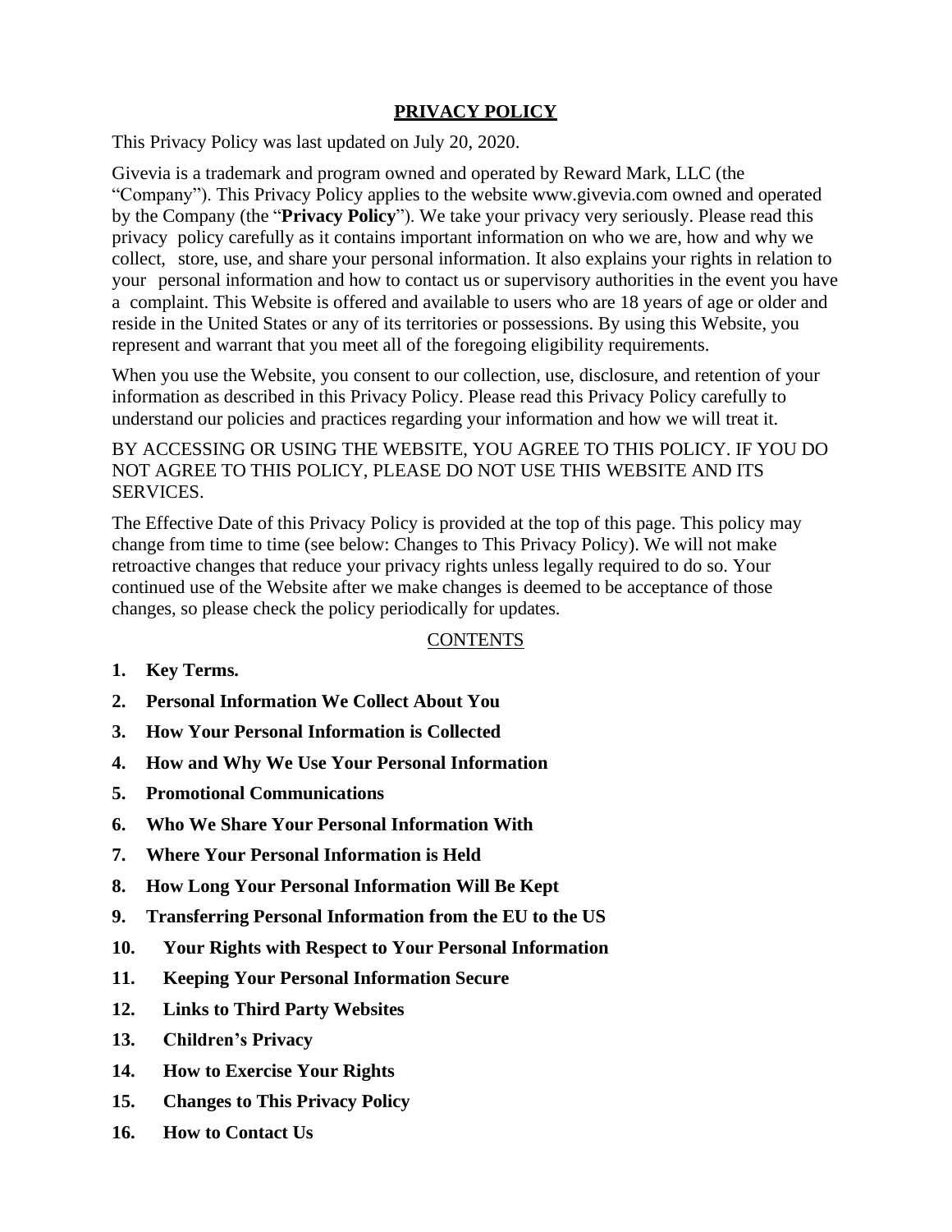# PRIVACY POLICY

This Privacy Policy was last updated on July 20, 2020.

Givevia is a trademark and program owned and operated by Reward Mark, LLC (the "Company"). This Privacy Policy applies to the website www.givevia.com owned and operated by the Company (the "**Privacy Policy**"). We take your privacy very seriously. Please read this privacy policy carefully as it contains important information on who we are, how and why we collect, store, use, and share your personal information. It also explains your rights in relation to your personal information and how to contact us or supervisory authorities in the event you have a complaint. This Website is offered and available to users who are 18 years of age or older and reside in the United States or any of its territories or possessions. By using this Website, you represent and warrant that you meet all of the foregoing eligibility requirements.

When you use the Website, you consent to our collection, use, disclosure, and retention of your information as described in this Privacy Policy. Please read this Privacy Policy carefully to understand our policies and practices regarding your information and how we will treat it.

BY ACCESSING OR USING THE WEBSITE, YOU AGREE TO THIS POLICY. IF YOU DO NOT AGREE TO THIS POLICY, PLEASE DO NOT USE THIS WEBSITE AND ITS SERVICES.

The Effective Date of this Privacy Policy is provided at the top of this page. This policy may change from time to time (see below: Changes to This Privacy Policy). We will not make retroactive changes that reduce your privacy rights unless legally required to do so. Your continued use of the Website after we make changes is deemed to be acceptance of those changes, so please check the policy periodically for updates.

## CONTENTS

1. **Key Terms.**
2. **Personal Information We Collect About You**
3. **How Your Personal Information is Collected**
4. **How and Why We Use Your Personal Information**
5. **Promotional Communications**
6. **Who We Share Your Personal Information With**
7. **Where Your Personal Information is Held**
8. **How Long Your Personal Information Will Be Kept**
9. **Transferring Personal Information from the EU to the US**
10. **Your Rights with Respect to Your Personal Information**
11. **Keeping Your Personal Information Secure**
12. **Links to Third Party Websites**
13. **Children's Privacy**
14. **How to Exercise Your Rights**
15. **Changes to This Privacy Policy**
16. **How to Contact Us**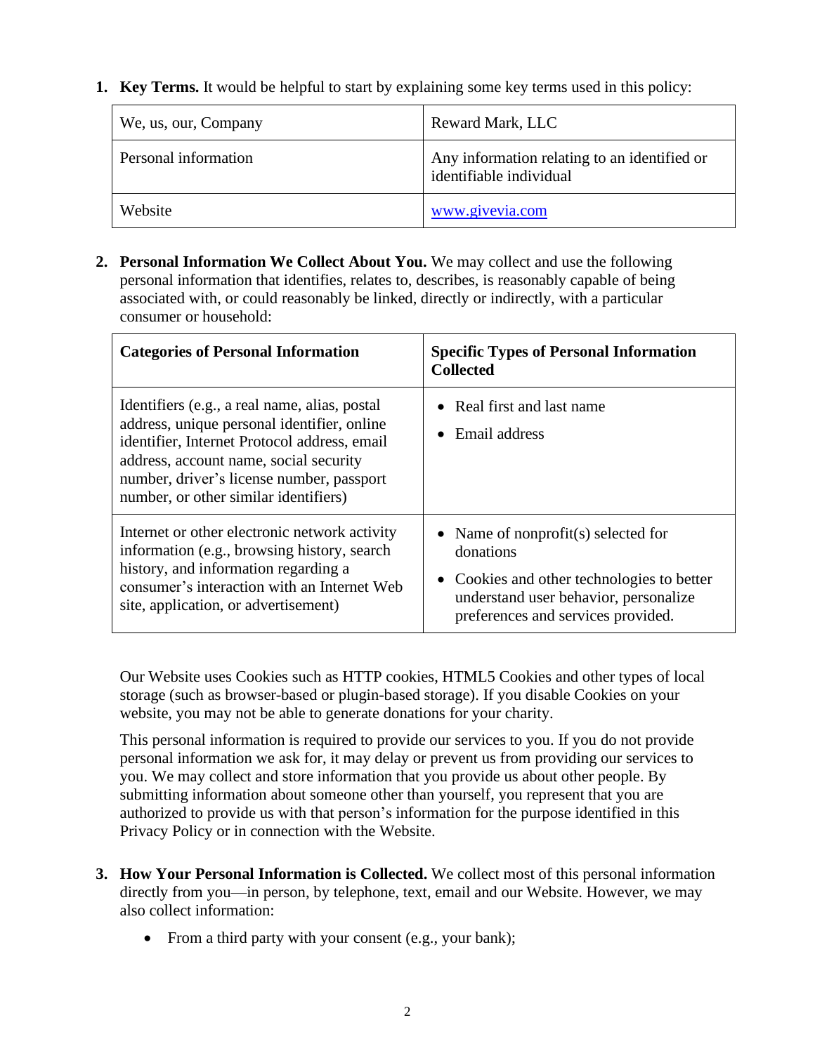1. **Key Terms.** It would be helpful to start by explaining some key terms used in this policy:

| | |
|---|---|
| We, us, our, Company | Reward Mark, LLC |
| Personal information | Any information relating to an identified or identifiable individual |
| Website | [www.givevia.com](http://www.givevia.com) |

2. **Personal Information We Collect About You.** We may collect and use the following personal information that identifies, relates to, describes, is reasonably capable of being associated with, or could reasonably be linked, directly or indirectly, with a particular consumer or household:

| **Categories of Personal Information** | **Specific Types of Personal Information Collected** |
|---|---|
| Identifiers (e.g., a real name, alias, postal address, unique personal identifier, online identifier, Internet Protocol address, email address, account name, social security number, driver's license number, passport number, or other similar identifiers) | • Real first and last name<br>• Email address |
| Internet or other electronic network activity information (e.g., browsing history, search history, and information regarding a consumer's interaction with an Internet Web site, application, or advertisement) | • Name of nonprofit(s) selected for donations<br>• Cookies and other technologies to better understand user behavior, personalize preferences and services provided. |

Our Website uses Cookies such as HTTP cookies, HTML5 Cookies and other types of local storage (such as browser-based or plugin-based storage). If you disable Cookies on your website, you may not be able to generate donations for your charity.

This personal information is required to provide our services to you. If you do not provide personal information we ask for, it may delay or prevent us from providing our services to you. We may collect and store information that you provide us about other people. By submitting information about someone other than yourself, you represent that you are authorized to provide us with that person's information for the purpose identified in this Privacy Policy or in connection with the Website.

3. **How Your Personal Information is Collected.** We collect most of this personal information directly from you—in person, by telephone, text, email and our Website. However, we may also collect information:

   - From a third party with your consent (e.g., your bank);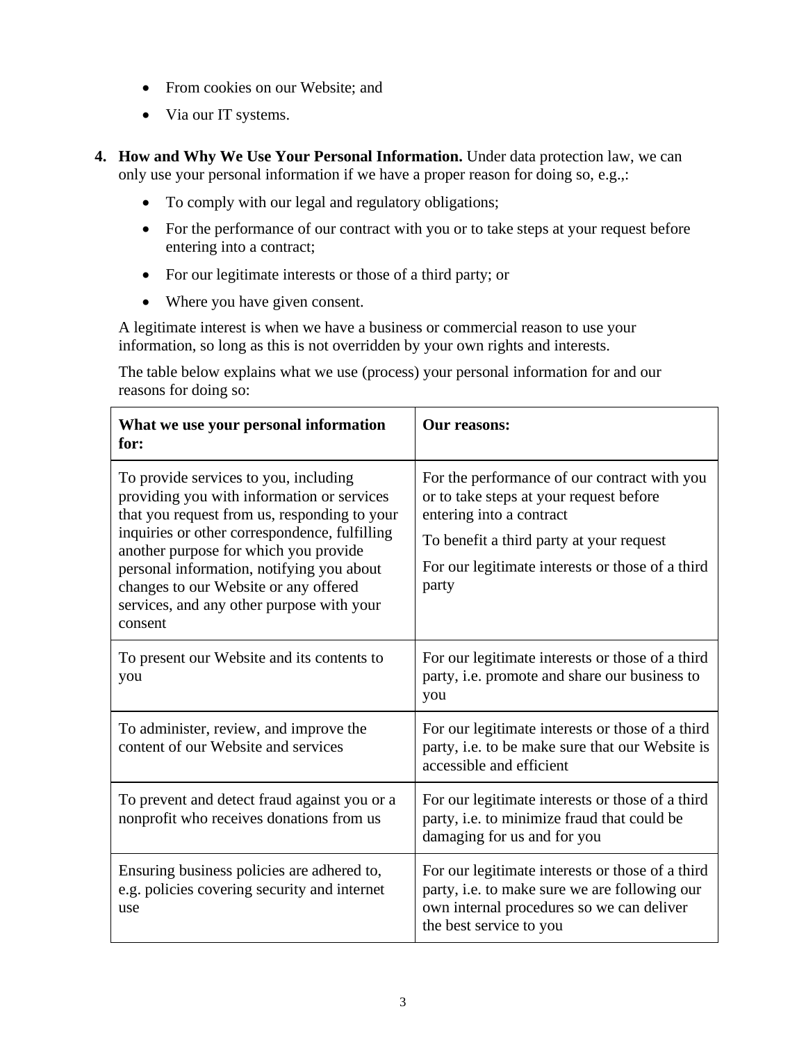- From cookies on our Website; and
- Via our IT systems.

4. **How and Why We Use Your Personal Information.** Under data protection law, we can only use your personal information if we have a proper reason for doing so, e.g.,:

   - To comply with our legal and regulatory obligations;
   - For the performance of our contract with you or to take steps at your request before entering into a contract;
   - For our legitimate interests or those of a third party; or
   - Where you have given consent.

   A legitimate interest is when we have a business or commercial reason to use your information, so long as this is not overridden by your own rights and interests.

   The table below explains what we use (process) your personal information for and our reasons for doing so:

| **What we use your personal information for:** | **Our reasons:** |
| --- | --- |
| To provide services to you, including providing you with information or services that you request from us, responding to your inquiries or other correspondence, fulfilling another purpose for which you provide personal information, notifying you about changes to our Website or any offered services, and any other purpose with your consent | For the performance of our contract with you or to take steps at your request before entering into a contract<br>To benefit a third party at your request<br>For our legitimate interests or those of a third party |
| To present our Website and its contents to you | For our legitimate interests or those of a third party, i.e. promote and share our business to you |
| To administer, review, and improve the content of our Website and services | For our legitimate interests or those of a third party, i.e. to be make sure that our Website is accessible and efficient |
| To prevent and detect fraud against you or a nonprofit who receives donations from us | For our legitimate interests or those of a third party, i.e. to minimize fraud that could be damaging for us and for you |
| Ensuring business policies are adhered to, e.g. policies covering security and internet use | For our legitimate interests or those of a third party, i.e. to make sure we are following our own internal procedures so we can deliver the best service to you |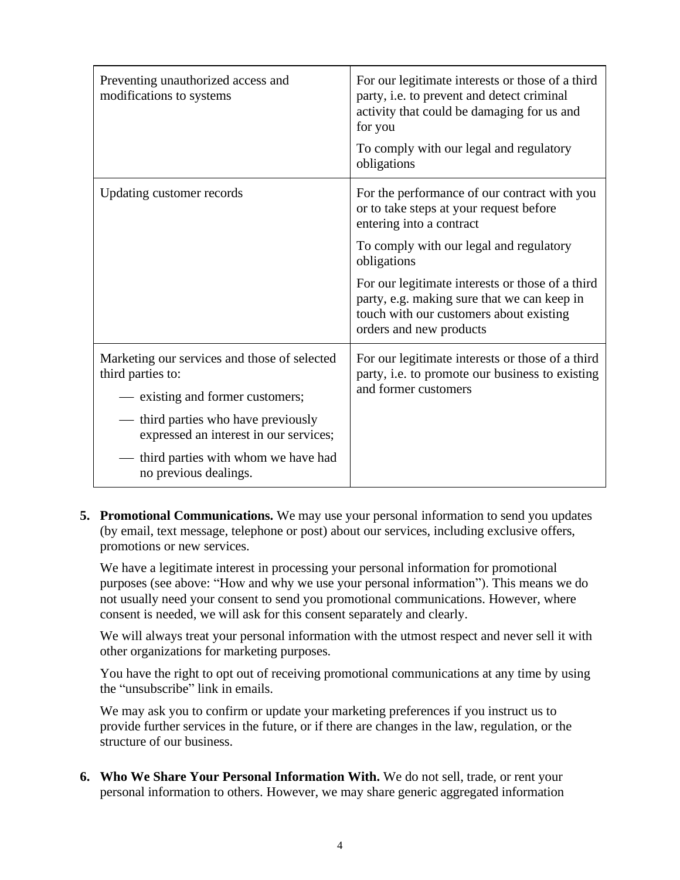| | |
|---|---|
| Preventing unauthorized access and modifications to systems | For our legitimate interests or those of a third party, i.e. to prevent and detect criminal activity that could be damaging for us and for you<br><br>To comply with our legal and regulatory obligations |
| Updating customer records | For the performance of our contract with you or to take steps at your request before entering into a contract<br><br>To comply with our legal and regulatory obligations<br><br>For our legitimate interests or those of a third party, e.g. making sure that we can keep in touch with our customers about existing orders and new products |
| Marketing our services and those of selected third parties to:<br><br>— existing and former customers;<br><br>— third parties who have previously expressed an interest in our services;<br><br>— third parties with whom we have had no previous dealings. | For our legitimate interests or those of a third party, i.e. to promote our business to existing and former customers |

5. **Promotional Communications.** We may use your personal information to send you updates (by email, text message, telephone or post) about our services, including exclusive offers, promotions or new services.

   We have a legitimate interest in processing your personal information for promotional purposes (see above: "How and why we use your personal information"). This means we do not usually need your consent to send you promotional communications. However, where consent is needed, we will ask for this consent separately and clearly.

   We will always treat your personal information with the utmost respect and never sell it with other organizations for marketing purposes.

   You have the right to opt out of receiving promotional communications at any time by using the "unsubscribe" link in emails.

   We may ask you to confirm or update your marketing preferences if you instruct us to provide further services in the future, or if there are changes in the law, regulation, or the structure of our business.

6. **Who We Share Your Personal Information With.** We do not sell, trade, or rent your personal information to others. However, we may share generic aggregated information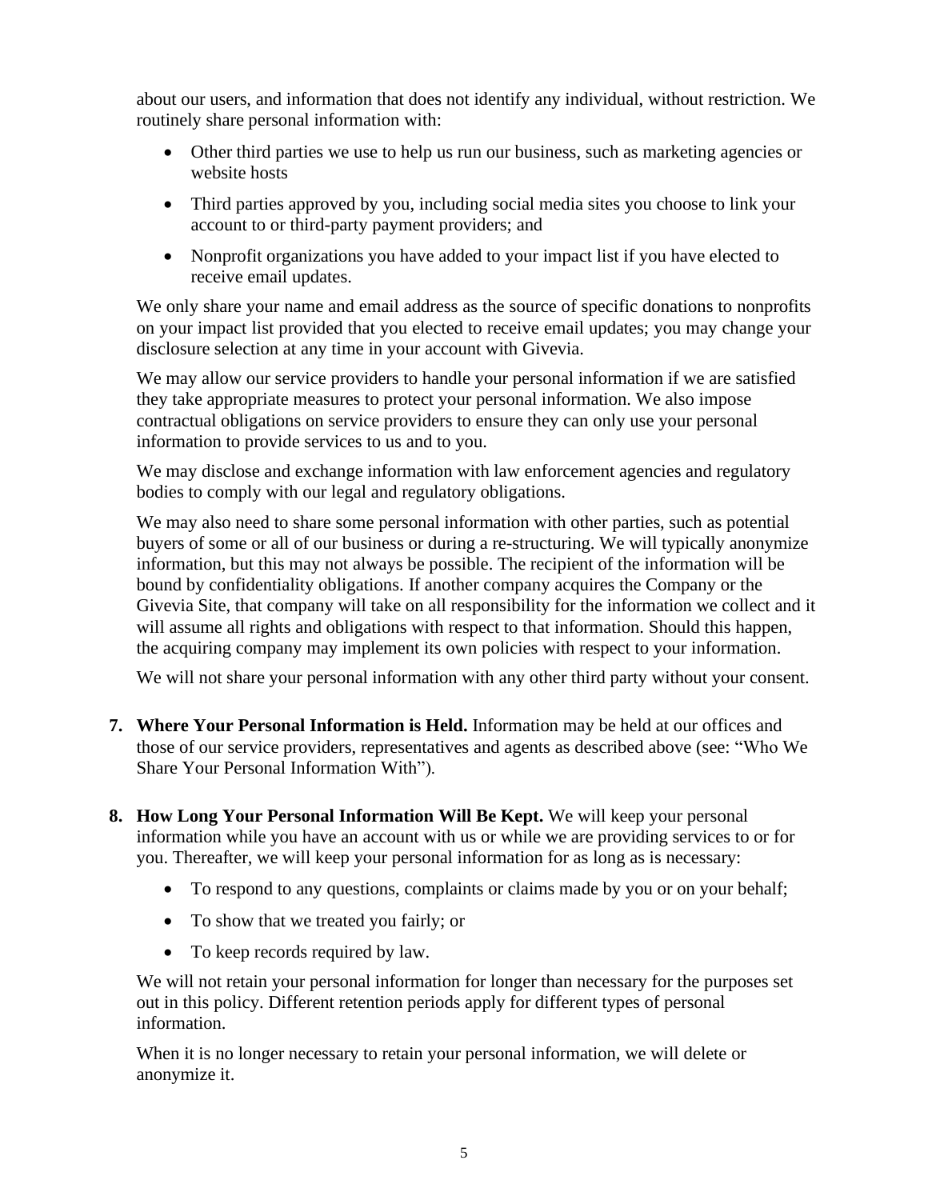about our users, and information that does not identify any individual, without restriction. We routinely share personal information with:

- Other third parties we use to help us run our business, such as marketing agencies or website hosts
- Third parties approved by you, including social media sites you choose to link your account to or third-party payment providers; and
- Nonprofit organizations you have added to your impact list if you have elected to receive email updates.

We only share your name and email address as the source of specific donations to nonprofits on your impact list provided that you elected to receive email updates; you may change your disclosure selection at any time in your account with Givevia.

We may allow our service providers to handle your personal information if we are satisfied they take appropriate measures to protect your personal information. We also impose contractual obligations on service providers to ensure they can only use your personal information to provide services to us and to you.

We may disclose and exchange information with law enforcement agencies and regulatory bodies to comply with our legal and regulatory obligations.

We may also need to share some personal information with other parties, such as potential buyers of some or all of our business or during a re-structuring. We will typically anonymize information, but this may not always be possible. The recipient of the information will be bound by confidentiality obligations. If another company acquires the Company or the Givevia Site, that company will take on all responsibility for the information we collect and it will assume all rights and obligations with respect to that information. Should this happen, the acquiring company may implement its own policies with respect to your information.

We will not share your personal information with any other third party without your consent.

7. **Where Your Personal Information is Held.** Information may be held at our offices and those of our service providers, representatives and agents as described above (see: "Who We Share Your Personal Information With").

8. **How Long Your Personal Information Will Be Kept.** We will keep your personal information while you have an account with us or while we are providing services to or for you. Thereafter, we will keep your personal information for as long as is necessary:

   - To respond to any questions, complaints or claims made by you or on your behalf;
   - To show that we treated you fairly; or
   - To keep records required by law.

   We will not retain your personal information for longer than necessary for the purposes set out in this policy. Different retention periods apply for different types of personal information.

   When it is no longer necessary to retain your personal information, we will delete or anonymize it.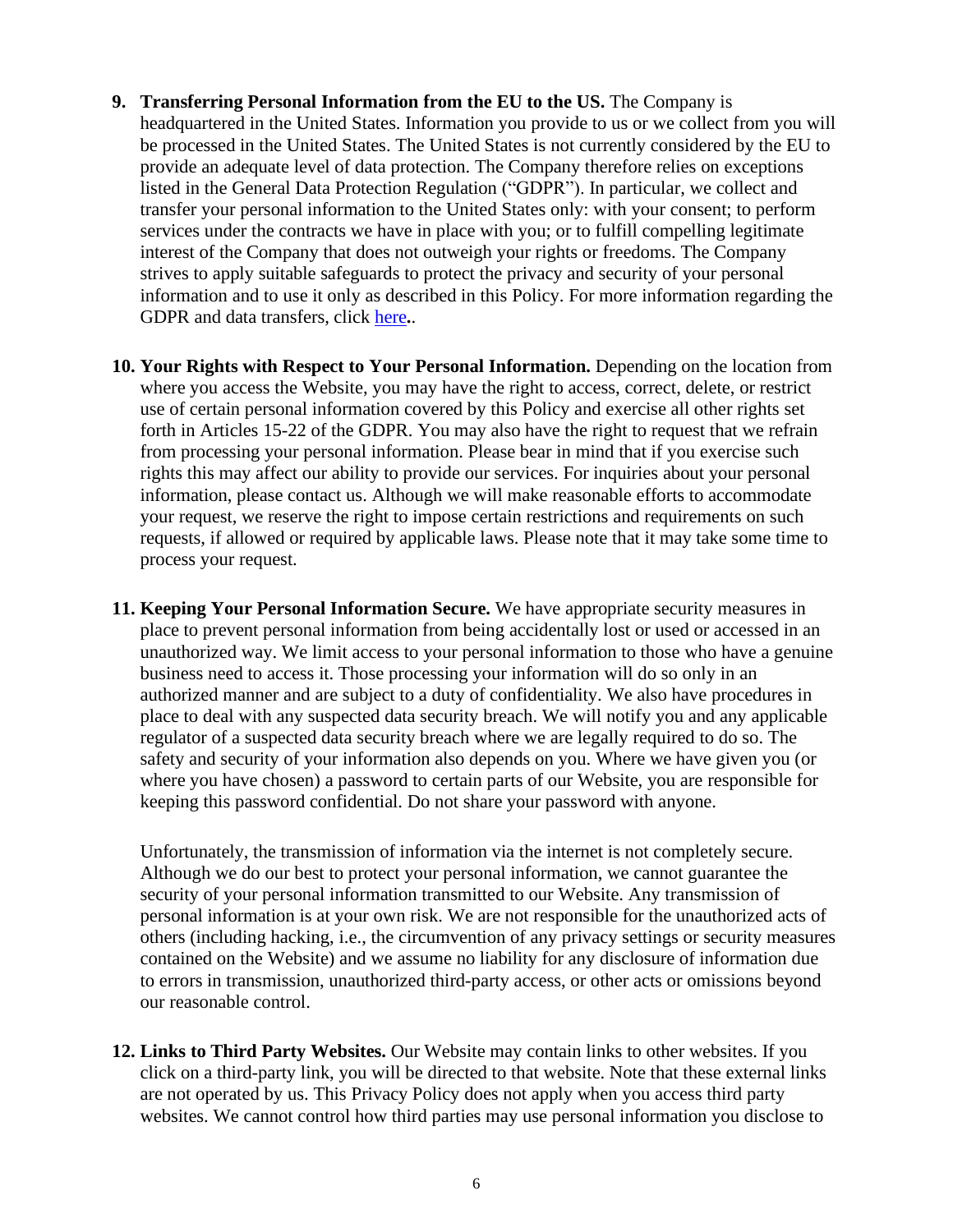9. **Transferring Personal Information from the EU to the US.** The Company is headquartered in the United States. Information you provide to us or we collect from you will be processed in the United States. The United States is not currently considered by the EU to provide an adequate level of data protection. The Company therefore relies on exceptions listed in the General Data Protection Regulation ("GDPR"). In particular, we collect and transfer your personal information to the United States only: with your consent; to perform services under the contracts we have in place with you; or to fulfill compelling legitimate interest of the Company that does not outweigh your rights or freedoms. The Company strives to apply suitable safeguards to protect the privacy and security of your personal information and to use it only as described in this Policy. For more information regarding the GDPR and data transfers, click here**.**.

10. **Your Rights with Respect to Your Personal Information.** Depending on the location from where you access the Website, you may have the right to access, correct, delete, or restrict use of certain personal information covered by this Policy and exercise all other rights set forth in Articles 15-22 of the GDPR. You may also have the right to request that we refrain from processing your personal information. Please bear in mind that if you exercise such rights this may affect our ability to provide our services. For inquiries about your personal information, please contact us. Although we will make reasonable efforts to accommodate your request, we reserve the right to impose certain restrictions and requirements on such requests, if allowed or required by applicable laws. Please note that it may take some time to process your request.

11. **Keeping Your Personal Information Secure.** We have appropriate security measures in place to prevent personal information from being accidentally lost or used or accessed in an unauthorized way. We limit access to your personal information to those who have a genuine business need to access it. Those processing your information will do so only in an authorized manner and are subject to a duty of confidentiality. We also have procedures in place to deal with any suspected data security breach. We will notify you and any applicable regulator of a suspected data security breach where we are legally required to do so. The safety and security of your information also depends on you. Where we have given you (or where you have chosen) a password to certain parts of our Website, you are responsible for keeping this password confidential. Do not share your password with anyone.

    Unfortunately, the transmission of information via the internet is not completely secure. Although we do our best to protect your personal information, we cannot guarantee the security of your personal information transmitted to our Website. Any transmission of personal information is at your own risk. We are not responsible for the unauthorized acts of others (including hacking, i.e., the circumvention of any privacy settings or security measures contained on the Website) and we assume no liability for any disclosure of information due to errors in transmission, unauthorized third-party access, or other acts or omissions beyond our reasonable control.

12. **Links to Third Party Websites.** Our Website may contain links to other websites. If you click on a third-party link, you will be directed to that website. Note that these external links are not operated by us. This Privacy Policy does not apply when you access third party websites. We cannot control how third parties may use personal information you disclose to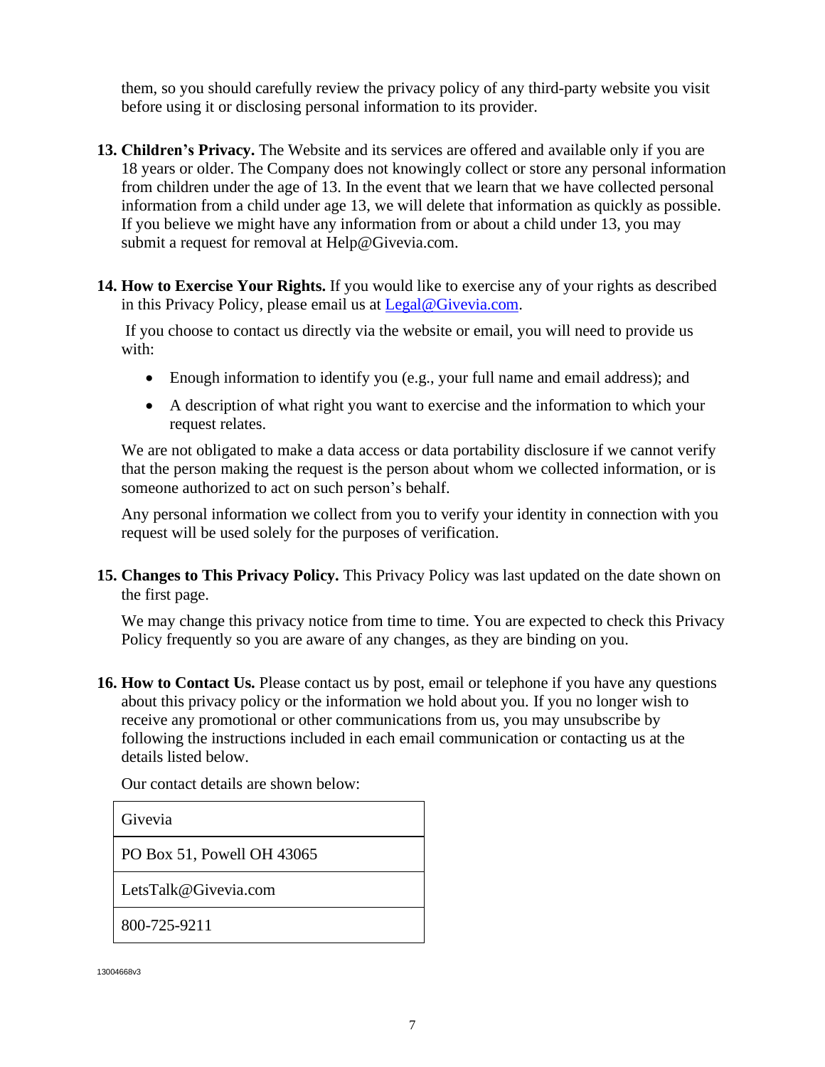them, so you should carefully review the privacy policy of any third-party website you visit before using it or disclosing personal information to its provider.

13. **Children's Privacy.** The Website and its services are offered and available only if you are 18 years or older. The Company does not knowingly collect or store any personal information from children under the age of 13. In the event that we learn that we have collected personal information from a child under age 13, we will delete that information as quickly as possible. If you believe we might have any information from or about a child under 13, you may submit a request for removal at Help@Givevia.com.

14. **How to Exercise Your Rights.** If you would like to exercise any of your rights as described in this Privacy Policy, please email us at [Legal@Givevia.com](mailto:Legal@Givevia.com).

    If you choose to contact us directly via the website or email, you will need to provide us with:

    - Enough information to identify you (e.g., your full name and email address); and
    - A description of what right you want to exercise and the information to which your request relates.

    We are not obligated to make a data access or data portability disclosure if we cannot verify that the person making the request is the person about whom we collected information, or is someone authorized to act on such person's behalf.

    Any personal information we collect from you to verify your identity in connection with you request will be used solely for the purposes of verification.

15. **Changes to This Privacy Policy.** This Privacy Policy was last updated on the date shown on the first page.

    We may change this privacy notice from time to time. You are expected to check this Privacy Policy frequently so you are aware of any changes, as they are binding on you.

16. **How to Contact Us.** Please contact us by post, email or telephone if you have any questions about this privacy policy or the information we hold about you. If you no longer wish to receive any promotional or other communications from us, you may unsubscribe by following the instructions included in each email communication or contacting us at the details listed below.

    Our contact details are shown below:

| |
|---|
| Givevia |
| PO Box 51, Powell OH 43065 |
| LetsTalk@Givevia.com |
| 800-725-9211 |

13004668v3